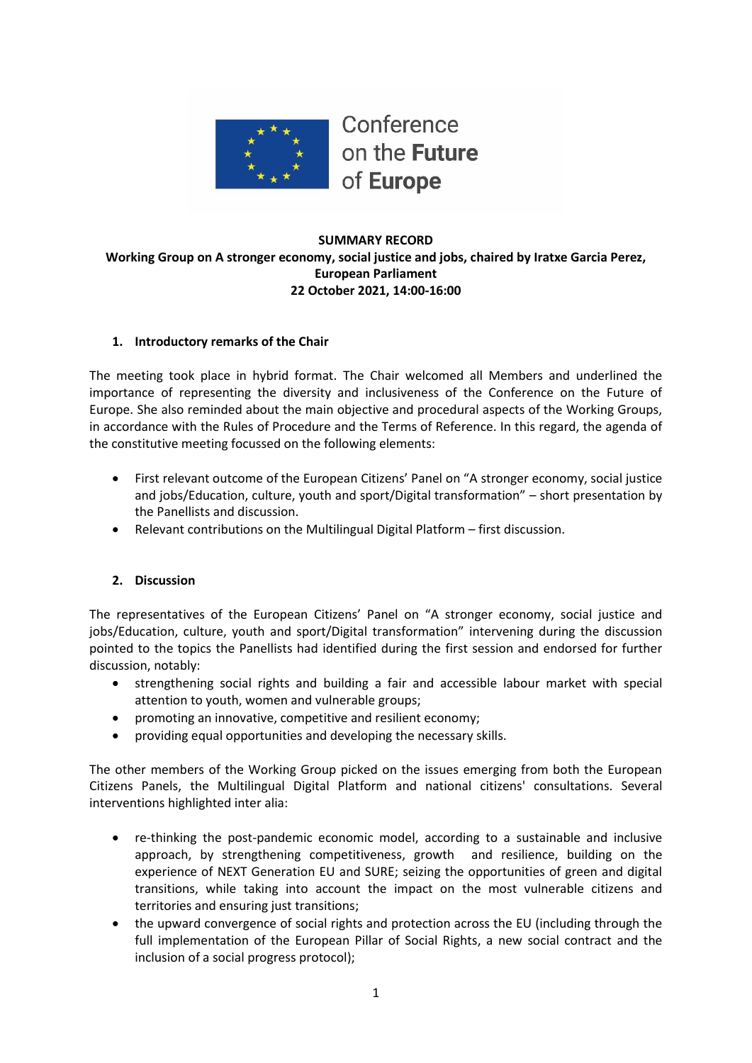Conference on the **Future** of **Europe**

**SUMMARY RECORD**
**Working Group on A stronger economy, social justice and jobs, chaired by Iratxe Garcia Perez, European Parliament**
**22 October 2021, 14:00-16:00**

## 1. Introductory remarks of the Chair

The meeting took place in hybrid format. The Chair welcomed all Members and underlined the importance of representing the diversity and inclusiveness of the Conference on the Future of Europe. She also reminded about the main objective and procedural aspects of the Working Groups, in accordance with the Rules of Procedure and the Terms of Reference. In this regard, the agenda of the constitutive meeting focussed on the following elements:

- First relevant outcome of the European Citizens' Panel on "A stronger economy, social justice and jobs/Education, culture, youth and sport/Digital transformation" – short presentation by the Panellists and discussion.
- Relevant contributions on the Multilingual Digital Platform – first discussion.

## 2. Discussion

The representatives of the European Citizens' Panel on "A stronger economy, social justice and jobs/Education, culture, youth and sport/Digital transformation" intervening during the discussion pointed to the topics the Panellists had identified during the first session and endorsed for further discussion, notably:

- strengthening social rights and building a fair and accessible labour market with special attention to youth, women and vulnerable groups;
- promoting an innovative, competitive and resilient economy;
- providing equal opportunities and developing the necessary skills.

The other members of the Working Group picked on the issues emerging from both the European Citizens Panels, the Multilingual Digital Platform and national citizens' consultations. Several interventions highlighted inter alia:

- re-thinking the post-pandemic economic model, according to a sustainable and inclusive approach, by strengthening competitiveness, growth and resilience, building on the experience of NEXT Generation EU and SURE; seizing the opportunities of green and digital transitions, while taking into account the impact on the most vulnerable citizens and territories and ensuring just transitions;
- the upward convergence of social rights and protection across the EU (including through the full implementation of the European Pillar of Social Rights, a new social contract and the inclusion of a social progress protocol);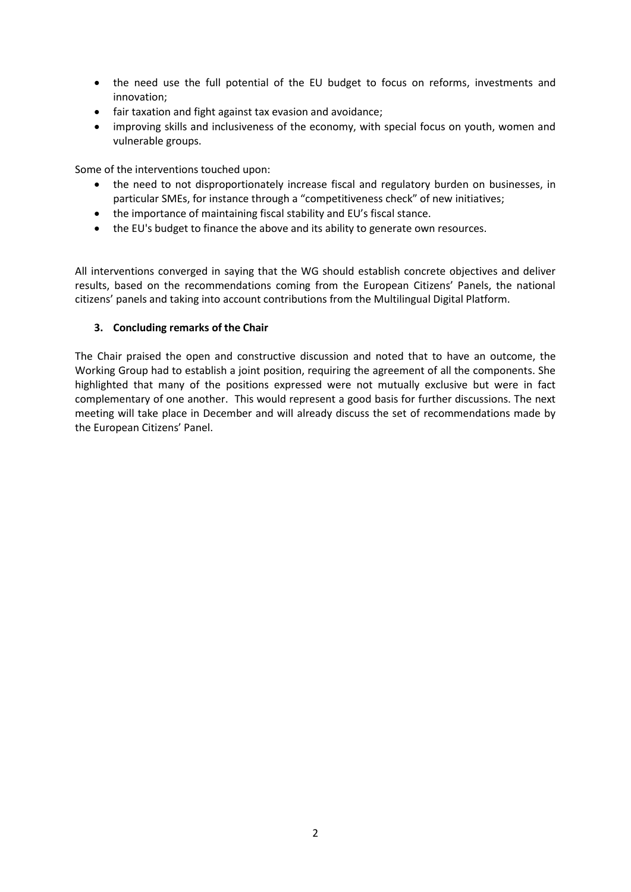- the need use the full potential of the EU budget to focus on reforms, investments and innovation;
- fair taxation and fight against tax evasion and avoidance;
- improving skills and inclusiveness of the economy, with special focus on youth, women and vulnerable groups.

Some of the interventions touched upon:

- the need to not disproportionately increase fiscal and regulatory burden on businesses, in particular SMEs, for instance through a "competitiveness check" of new initiatives;
- the importance of maintaining fiscal stability and EU's fiscal stance.
- the EU's budget to finance the above and its ability to generate own resources.

All interventions converged in saying that the WG should establish concrete objectives and deliver results, based on the recommendations coming from the European Citizens' Panels, the national citizens' panels and taking into account contributions from the Multilingual Digital Platform.

### 3. Concluding remarks of the Chair

The Chair praised the open and constructive discussion and noted that to have an outcome, the Working Group had to establish a joint position, requiring the agreement of all the components. She highlighted that many of the positions expressed were not mutually exclusive but were in fact complementary of one another. This would represent a good basis for further discussions. The next meeting will take place in December and will already discuss the set of recommendations made by the European Citizens' Panel.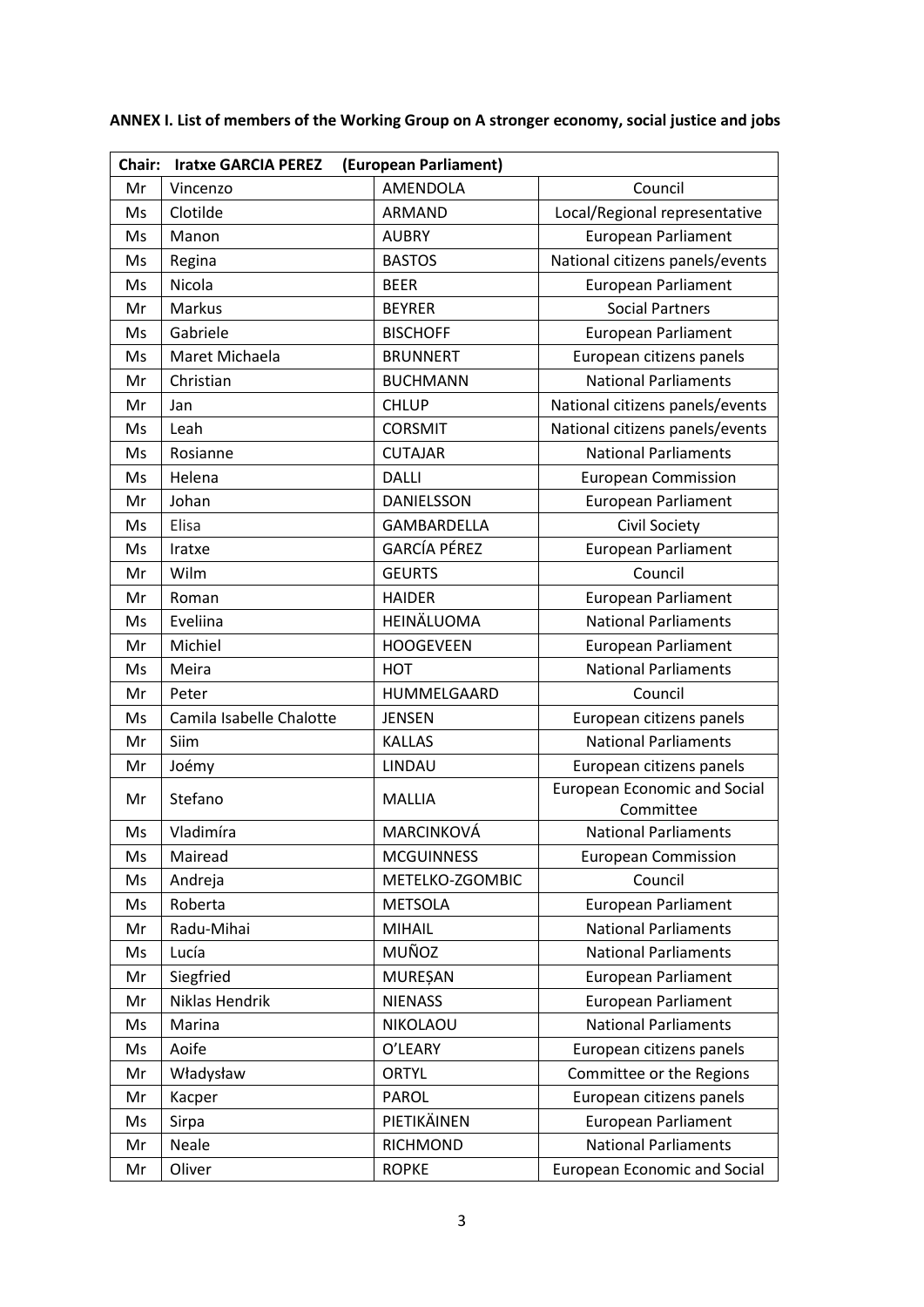**ANNEX I. List of members of the Working Group on A stronger economy, social justice and jobs**

| **Chair: Iratxe GARCIA PEREZ (European Parliament)** | | | |
|---|---|---|---|
| Mr | Vincenzo | AMENDOLA | Council |
| Ms | Clotilde | ARMAND | Local/Regional representative |
| Ms | Manon | AUBRY | European Parliament |
| Ms | Regina | BASTOS | National citizens panels/events |
| Ms | Nicola | BEER | European Parliament |
| Mr | Markus | BEYRER | Social Partners |
| Ms | Gabriele | BISCHOFF | European Parliament |
| Ms | Maret Michaela | BRUNNERT | European citizens panels |
| Mr | Christian | BUCHMANN | National Parliaments |
| Mr | Jan | CHLUP | National citizens panels/events |
| Ms | Leah | CORSMIT | National citizens panels/events |
| Ms | Rosianne | CUTAJAR | National Parliaments |
| Ms | Helena | DALLI | European Commission |
| Mr | Johan | DANIELSSON | European Parliament |
| Ms | Elisa | GAMBARDELLA | Civil Society |
| Ms | Iratxe | GARCÍA PÉREZ | European Parliament |
| Mr | Wilm | GEURTS | Council |
| Mr | Roman | HAIDER | European Parliament |
| Ms | Eveliina | HEINÄLUOMA | National Parliaments |
| Mr | Michiel | HOOGEVEEN | European Parliament |
| Ms | Meira | HOT | National Parliaments |
| Mr | Peter | HUMMELGAARD | Council |
| Ms | Camila Isabelle Chalotte | JENSEN | European citizens panels |
| Mr | Siim | KALLAS | National Parliaments |
| Mr | Joémy | LINDAU | European citizens panels |
| Mr | Stefano | MALLIA | European Economic and Social Committee |
| Ms | Vladimíra | MARCINKOVÁ | National Parliaments |
| Ms | Mairead | MCGUINNESS | European Commission |
| Ms | Andreja | METELKO-ZGOMBIC | Council |
| Ms | Roberta | METSOLA | European Parliament |
| Mr | Radu-Mihai | MIHAIL | National Parliaments |
| Ms | Lucía | MUÑOZ | National Parliaments |
| Mr | Siegfried | MUREȘAN | European Parliament |
| Mr | Niklas Hendrik | NIENASS | European Parliament |
| Ms | Marina | NIKOLAOU | National Parliaments |
| Ms | Aoife | O'LEARY | European citizens panels |
| Mr | Władysław | ORTYL | Committee or the Regions |
| Mr | Kacper | PAROL | European citizens panels |
| Ms | Sirpa | PIETIKÄINEN | European Parliament |
| Mr | Neale | RICHMOND | National Parliaments |
| Mr | Oliver | ROPKE | European Economic and Social |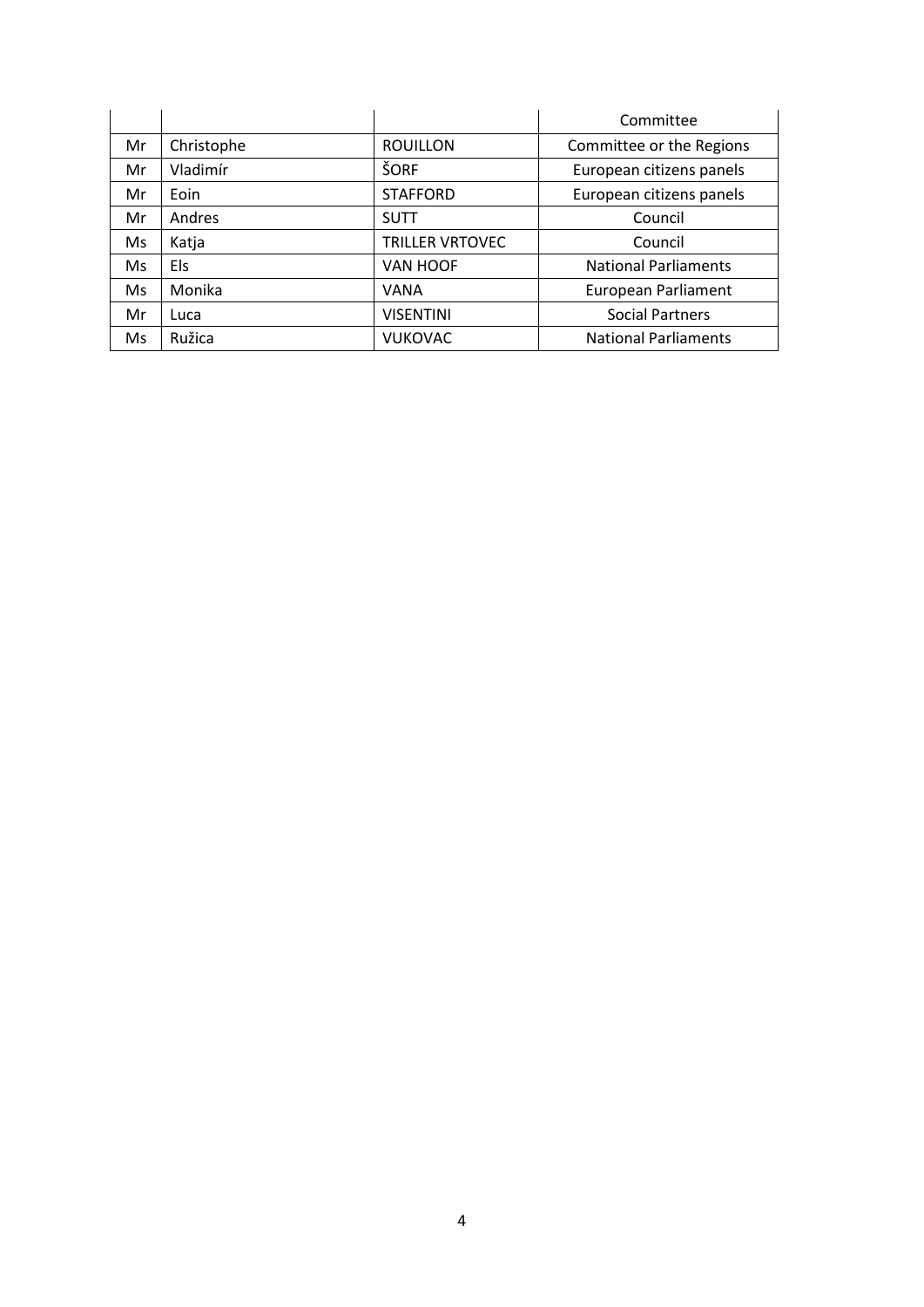| | | | |
|---|---|---|---|
| | | | Committee |
| Mr | Christophe | ROUILLON | Committee or the Regions |
| Mr | Vladimír | ŠORF | European citizens panels |
| Mr | Eoin | STAFFORD | European citizens panels |
| Mr | Andres | SUTT | Council |
| Ms | Katja | TRILLER VRTOVEC | Council |
| Ms | Els | VAN HOOF | National Parliaments |
| Ms | Monika | VANA | European Parliament |
| Mr | Luca | VISENTINI | Social Partners |
| Ms | Ružica | VUKOVAC | National Parliaments |